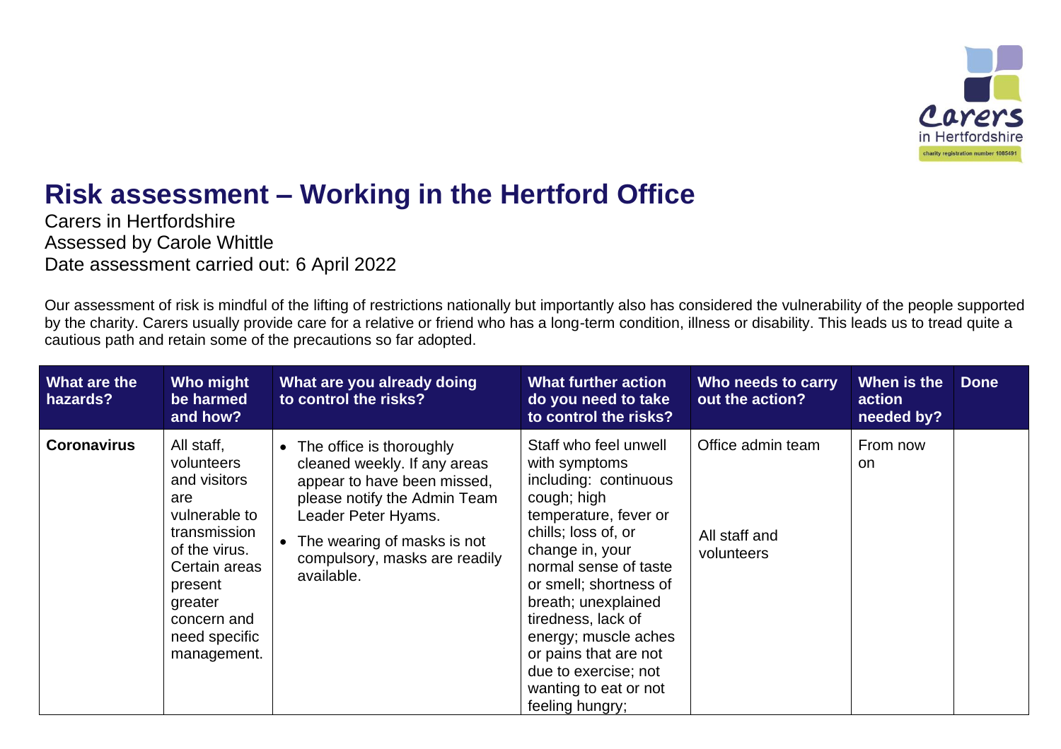# Risk assessment – Working in the Hertford Office

Carers in Hertfordshire
Assessed by Carole Whittle
Date assessment carried out: 6 April 2022

Our assessment of risk is mindful of the lifting of restrictions nationally but importantly also has considered the vulnerability of the people supported by the charity. Carers usually provide care for a relative or friend who has a long-term condition, illness or disability. This leads us to tread quite a cautious path and retain some of the precautions so far adopted.

| What are the hazards? | Who might be harmed and how? | What are you already doing to control the risks? | What further action do you need to take to control the risks? | Who needs to carry out the action? | When is the action needed by? | Done |
|---|---|---|---|---|---|---|
| **Coronavirus** | All staff, volunteers and visitors are vulnerable to transmission of the virus. Certain areas present greater concern and need specific management. | • The office is thoroughly cleaned weekly. If any areas appear to have been missed, please notify the Admin Team Leader Peter Hyams.<br>• The wearing of masks is not compulsory, masks are readily available. | Staff who feel unwell with symptoms including: continuous cough; high temperature, fever or chills; loss of, or change in, your normal sense of taste or smell; shortness of breath; unexplained tiredness, lack of energy; muscle aches or pains that are not due to exercise; not wanting to eat or not feeling hungry; | Office admin team<br><br>All staff and volunteers | From now on | |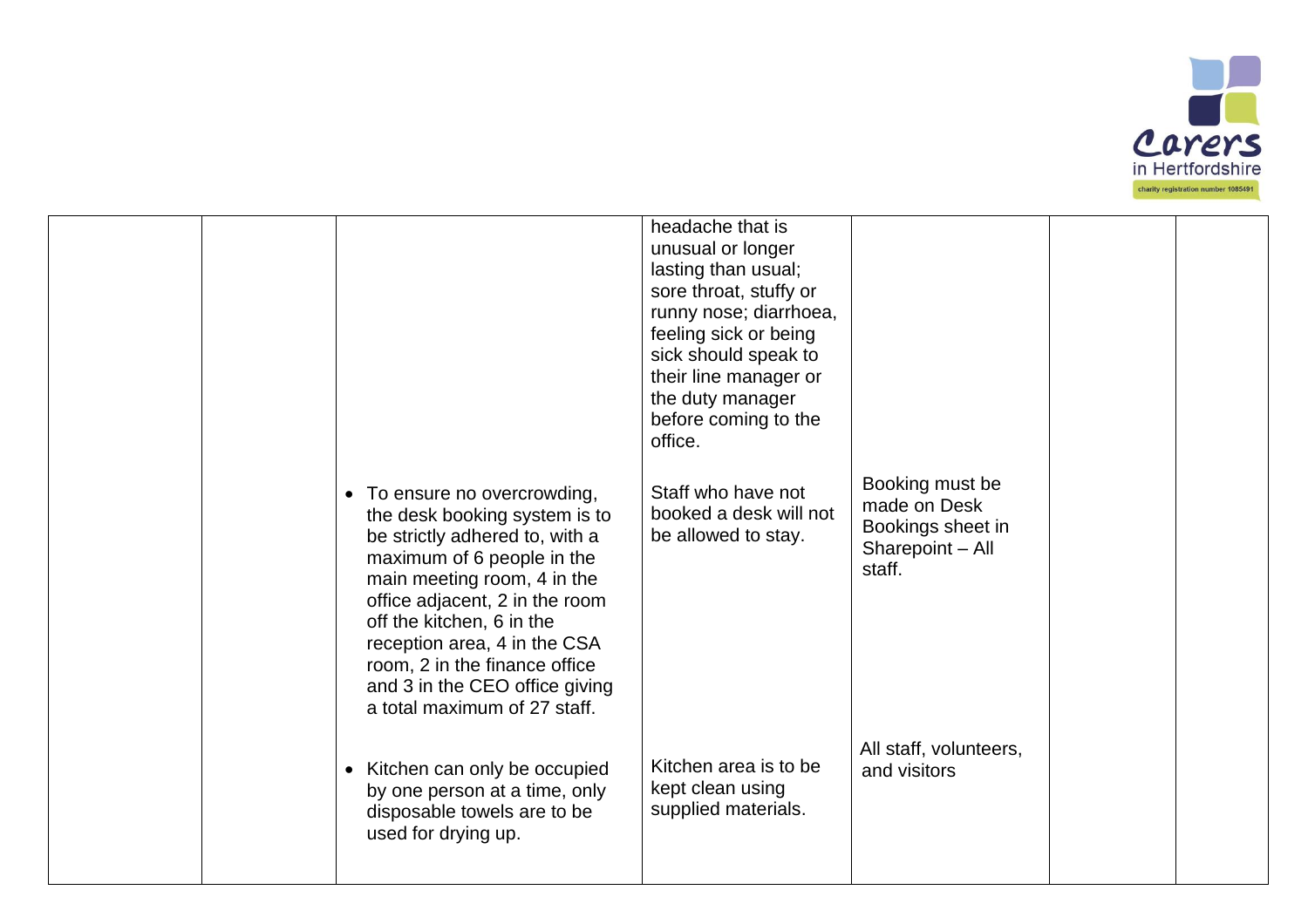|  |  |  |  |  |  |  |
|---|---|---|---|---|---|---|
|  |  |  | headache that is unusual or longer lasting than usual; sore throat, stuffy or runny nose; diarrhoea, feeling sick or being sick should speak to their line manager or the duty manager before coming to the office. |  |  |  |
|  |  | • To ensure no overcrowding, the desk booking system is to be strictly adhered to, with a maximum of 6 people in the main meeting room, 4 in the office adjacent, 2 in the room off the kitchen, 6 in the reception area, 4 in the CSA room, 2 in the finance office and 3 in the CEO office giving a total maximum of 27 staff. | Staff who have not booked a desk will not be allowed to stay. | Booking must be made on Desk Bookings sheet in Sharepoint – All staff. |  |  |
|  |  | • Kitchen can only be occupied by one person at a time, only disposable towels are to be used for drying up. | Kitchen area is to be kept clean using supplied materials. | All staff, volunteers, and visitors |  |  |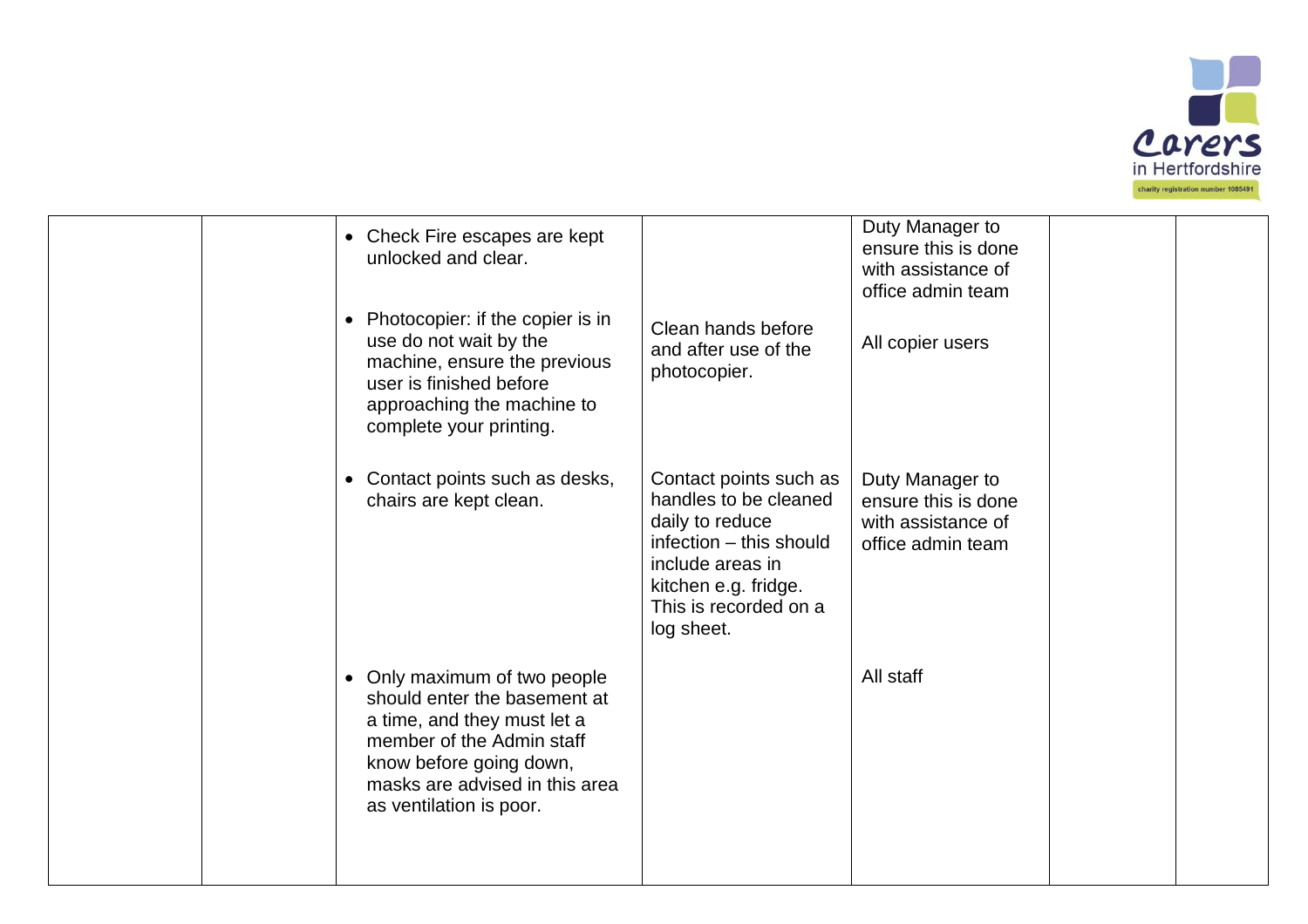| | | | | | | |
|---|---|---|---|---|---|---|
| | | • Check Fire escapes are kept unlocked and clear. | | Duty Manager to ensure this is done with assistance of office admin team | | |
| | | • Photocopier: if the copier is in use do not wait by the machine, ensure the previous user is finished before approaching the machine to complete your printing. | Clean hands before and after use of the photocopier. | All copier users | | |
| | | • Contact points such as desks, chairs are kept clean. | Contact points such as handles to be cleaned daily to reduce infection – this should include areas in kitchen e.g. fridge. This is recorded on a log sheet. | Duty Manager to ensure this is done with assistance of office admin team | | |
| | | • Only maximum of two people should enter the basement at a time, and they must let a member of the Admin staff know before going down, masks are advised in this area as ventilation is poor. | | All staff | | |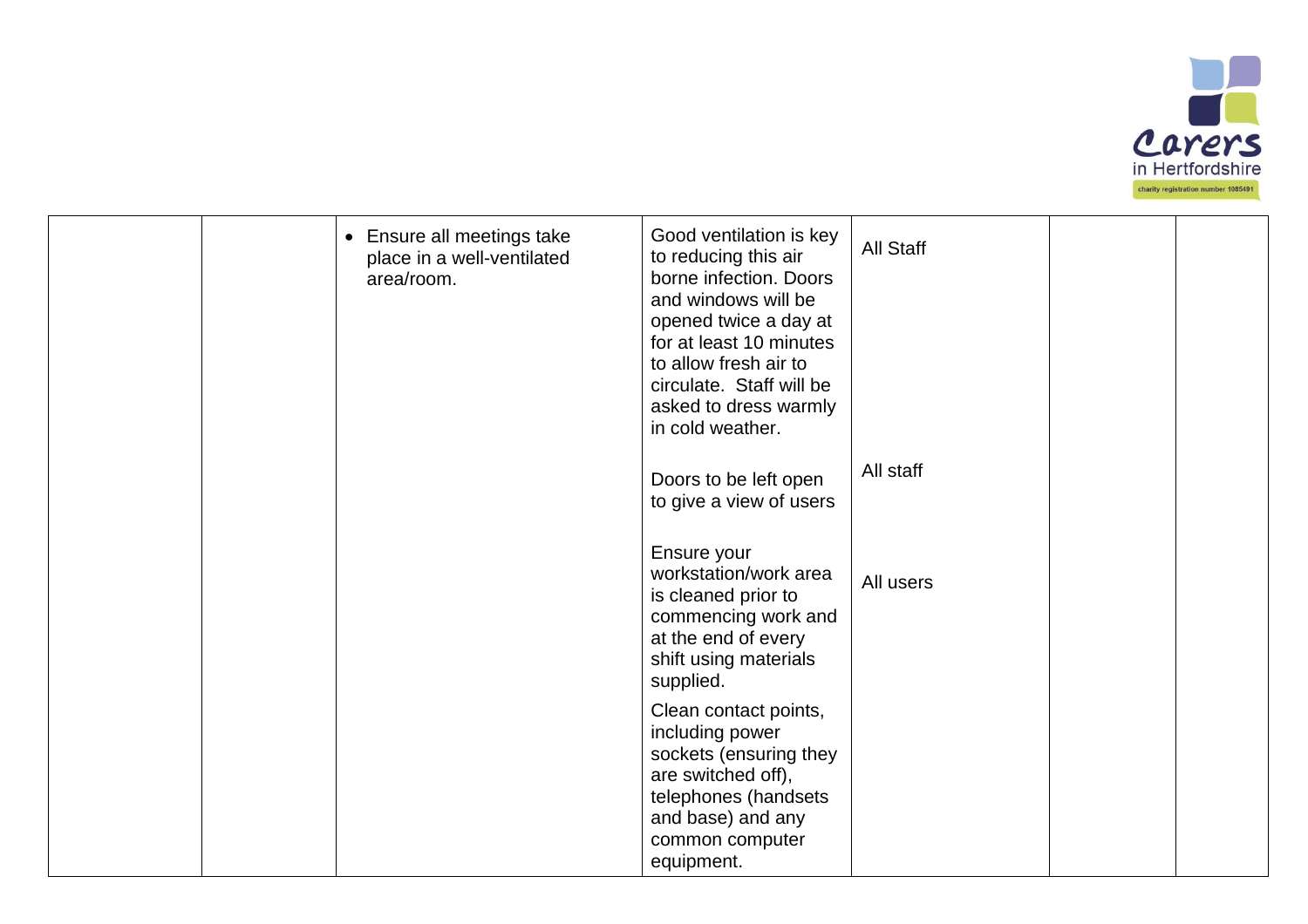| | | | | | | |
|---|---|---|---|---|---|---|
| | | • Ensure all meetings take place in a well-ventilated area/room. | Good ventilation is key to reducing this air borne infection. Doors and windows will be opened twice a day at for at least 10 minutes to allow fresh air to circulate. Staff will be asked to dress warmly in cold weather. | All Staff | | |
| | | | Doors to be left open to give a view of users | All staff | | |
| | | | Ensure your workstation/work area is cleaned prior to commencing work and at the end of every shift using materials supplied.<br><br>Clean contact points, including power sockets (ensuring they are switched off), telephones (handsets and base) and any common computer equipment. | All users | | |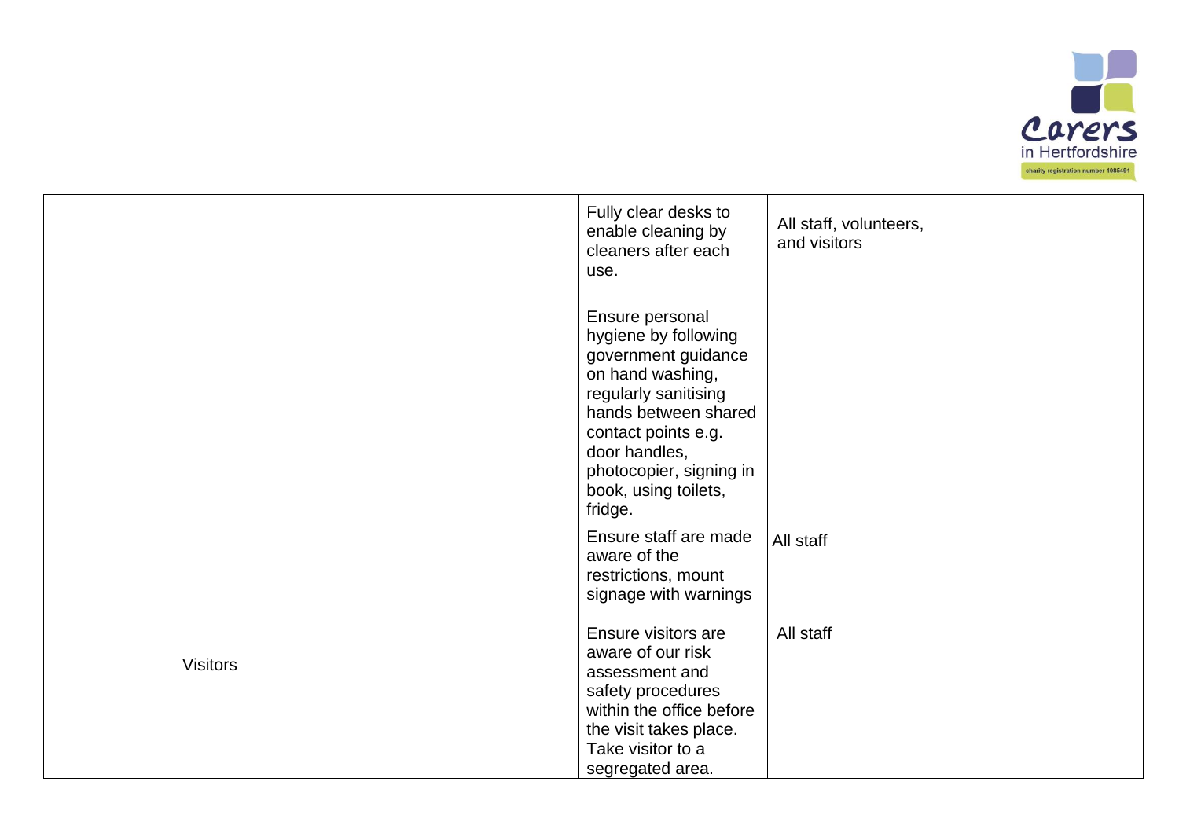| | | | | | | |
|---|---|---|---|---|---|---|
| | | | Fully clear desks to enable cleaning by cleaners after each use.<br><br>Ensure personal hygiene by following government guidance on hand washing, regularly sanitising hands between shared contact points e.g. door handles, photocopier, signing in book, using toilets, fridge. | All staff, volunteers, and visitors | | |
| | | | Ensure staff are made aware of the restrictions, mount signage with warnings | All staff | | |
| | Visitors | | Ensure visitors are aware of our risk assessment and safety procedures within the office before the visit takes place. Take visitor to a segregated area. | All staff | | |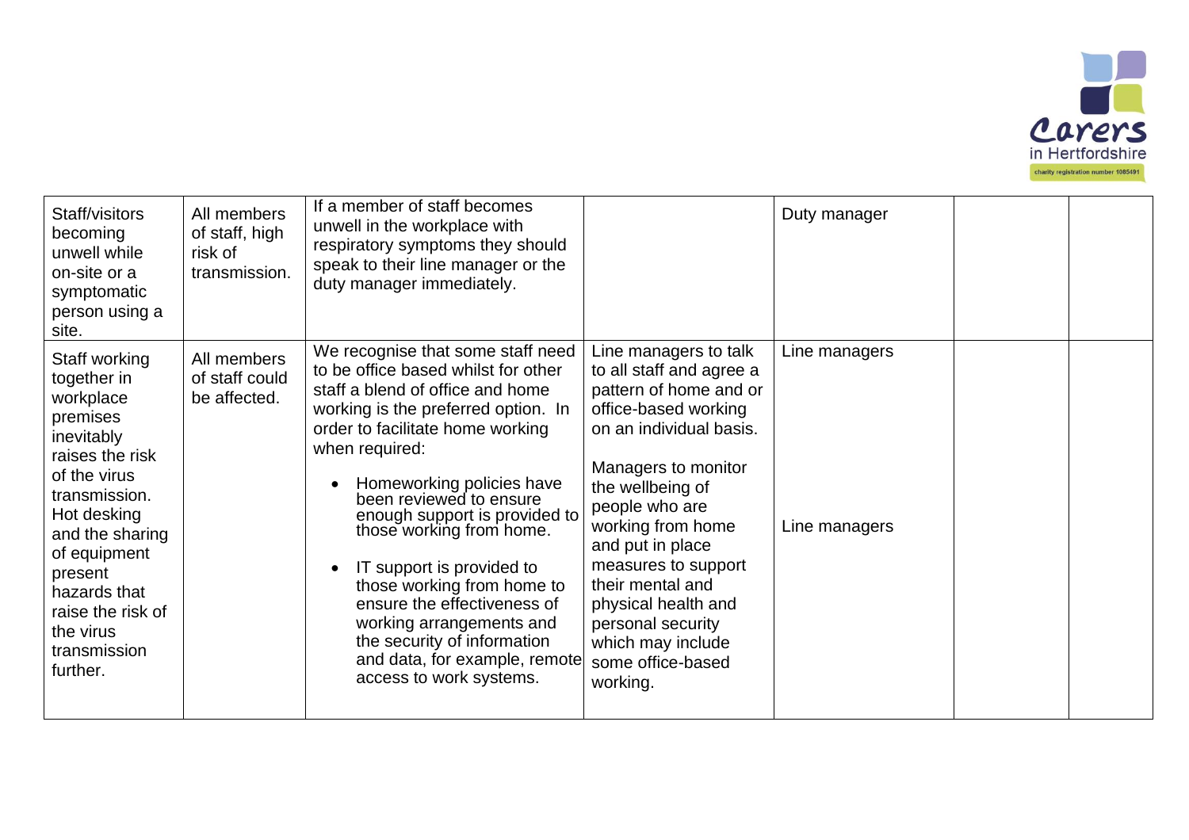| | | | | | | |
|---|---|---|---|---|---|---|
| Staff/visitors becoming unwell while on-site or a symptomatic person using a site. | All members of staff, high risk of transmission. | If a member of staff becomes unwell in the workplace with respiratory symptoms they should speak to their line manager or the duty manager immediately. | | Duty manager | | |
| Staff working together in workplace premises inevitably raises the risk of the virus transmission. Hot desking and the sharing of equipment present hazards that raise the risk of the virus transmission further. | All members of staff could be affected. | We recognise that some staff need to be office based whilst for other staff a blend of office and home working is the preferred option. In order to facilitate home working when required:<br><ul><li>Homeworking policies have been reviewed to ensure enough support is provided to those working from home.</li><li>IT support is provided to those working from home to ensure the effectiveness of working arrangements and the security of information and data, for example, remote access to work systems.</li></ul> | Line managers to talk to all staff and agree a pattern of home and or office-based working on an individual basis.<br><br>Managers to monitor the wellbeing of people who are working from home and put in place measures to support their mental and physical health and personal security which may include some office-based working. | Line managers<br><br>Line managers | | |